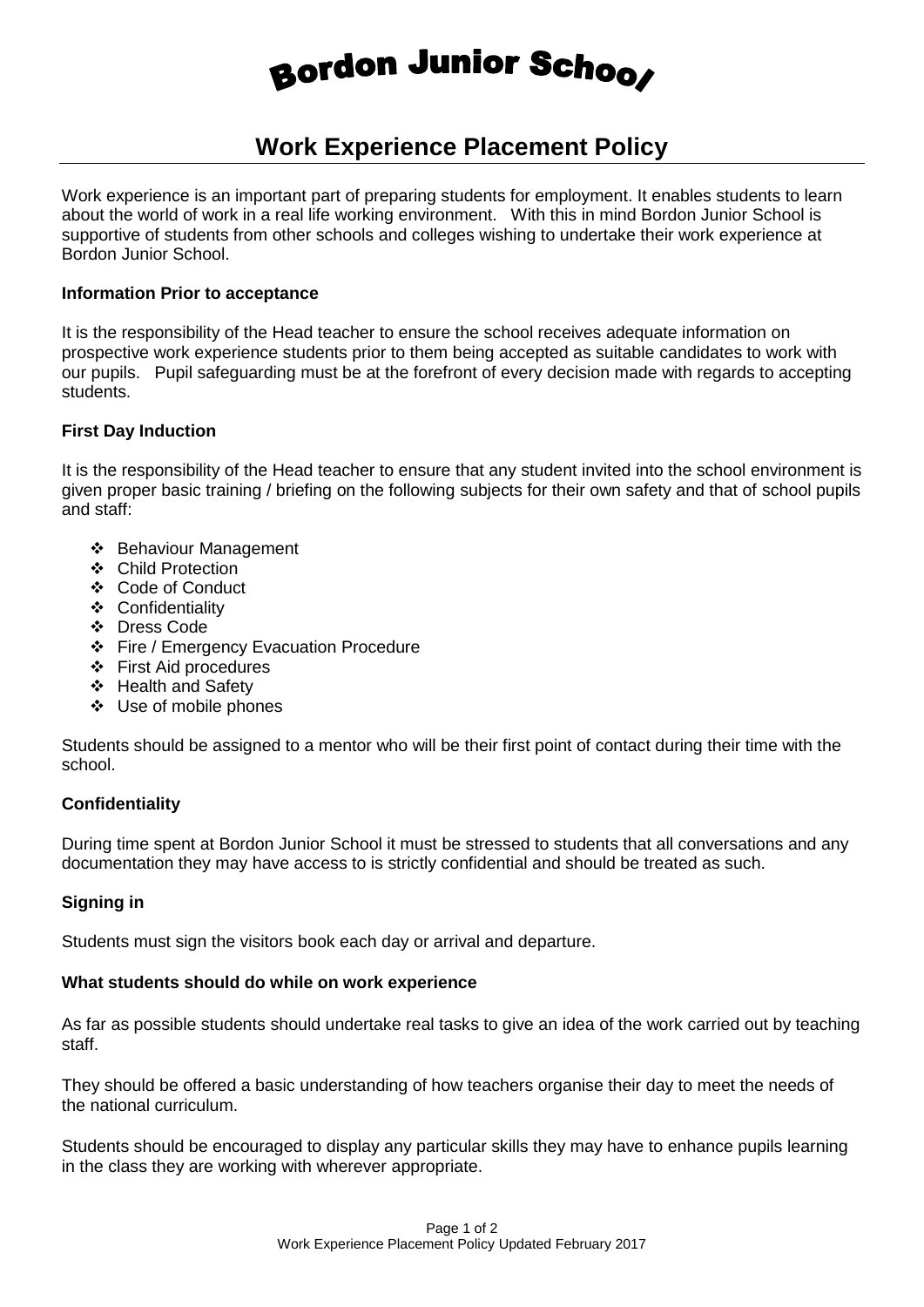# Bordon Junior School

## Work Experience Placement Policy

Work experience is an important part of preparing students for employment. It enables students to learn about the world of work in a real life working environment. With this in mind Bordon Junior School is supportive of students from other schools and colleges wishing to undertake their work experience at Bordon Junior School.

### Information Prior to acceptance

It is the responsibility of the Head teacher to ensure the school receives adequate information on prospective work experience students prior to them being accepted as suitable candidates to work with our pupils. Pupil safeguarding must be at the forefront of every decision made with regards to accepting students.

### First Day Induction

It is the responsibility of the Head teacher to ensure that any student invited into the school environment is given proper basic training / briefing on the following subjects for their own safety and that of school pupils and staff:

- Behaviour Management
- Child Protection
- Code of Conduct
- Confidentiality
- Dress Code
- Fire / Emergency Evacuation Procedure
- First Aid procedures
- Health and Safety
- Use of mobile phones

Students should be assigned to a mentor who will be their first point of contact during their time with the school.

### Confidentiality

During time spent at Bordon Junior School it must be stressed to students that all conversations and any documentation they may have access to is strictly confidential and should be treated as such.

### Signing in

Students must sign the visitors book each day or arrival and departure.

### What students should do while on work experience

As far as possible students should undertake real tasks to give an idea of the work carried out by teaching staff.

They should be offered a basic understanding of how teachers organise their day to meet the needs of the national curriculum.

Students should be encouraged to display any particular skills they may have to enhance pupils learning in the class they are working with wherever appropriate.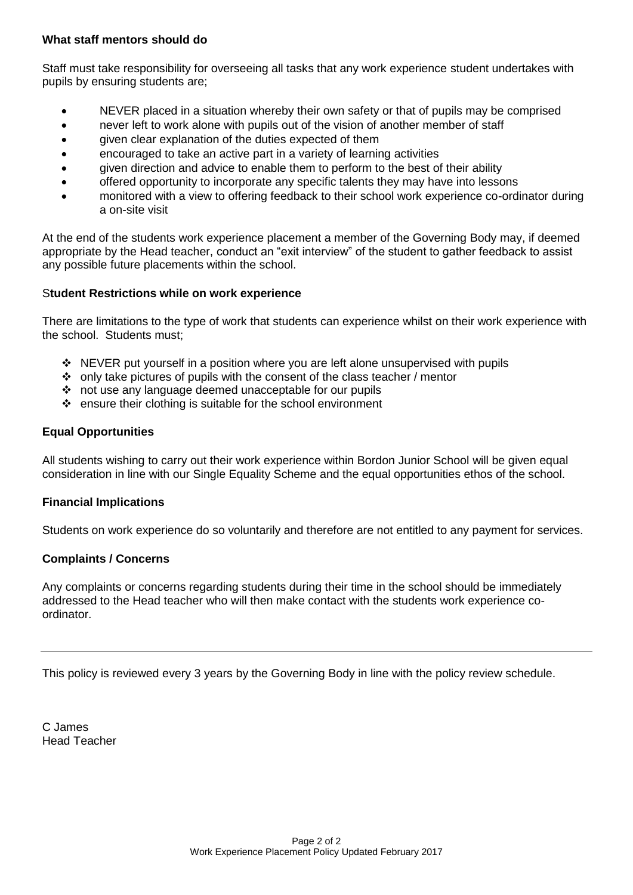**What staff mentors should do**

Staff must take responsibility for overseeing all tasks that any work experience student undertakes with pupils by ensuring students are;

- NEVER placed in a situation whereby their own safety or that of pupils may be comprised
- never left to work alone with pupils out of the vision of another member of staff
- given clear explanation of the duties expected of them
- encouraged to take an active part in a variety of learning activities
- given direction and advice to enable them to perform to the best of their ability
- offered opportunity to incorporate any specific talents they may have into lessons
- monitored with a view to offering feedback to their school work experience co-ordinator during a on-site visit

At the end of the students work experience placement a member of the Governing Body may, if deemed appropriate by the Head teacher, conduct an "exit interview" of the student to gather feedback to assist any possible future placements within the school.

**Student Restrictions while on work experience**

There are limitations to the type of work that students can experience whilst on their work experience with the school. Students must;

- NEVER put yourself in a position where you are left alone unsupervised with pupils
- only take pictures of pupils with the consent of the class teacher / mentor
- not use any language deemed unacceptable for our pupils
- ensure their clothing is suitable for the school environment

**Equal Opportunities**

All students wishing to carry out their work experience within Bordon Junior School will be given equal consideration in line with our Single Equality Scheme and the equal opportunities ethos of the school.

**Financial Implications**

Students on work experience do so voluntarily and therefore are not entitled to any payment for services.

**Complaints / Concerns**

Any complaints or concerns regarding students during their time in the school should be immediately addressed to the Head teacher who will then make contact with the students work experience co-ordinator.

---

This policy is reviewed every 3 years by the Governing Body in line with the policy review schedule.

C James
Head Teacher